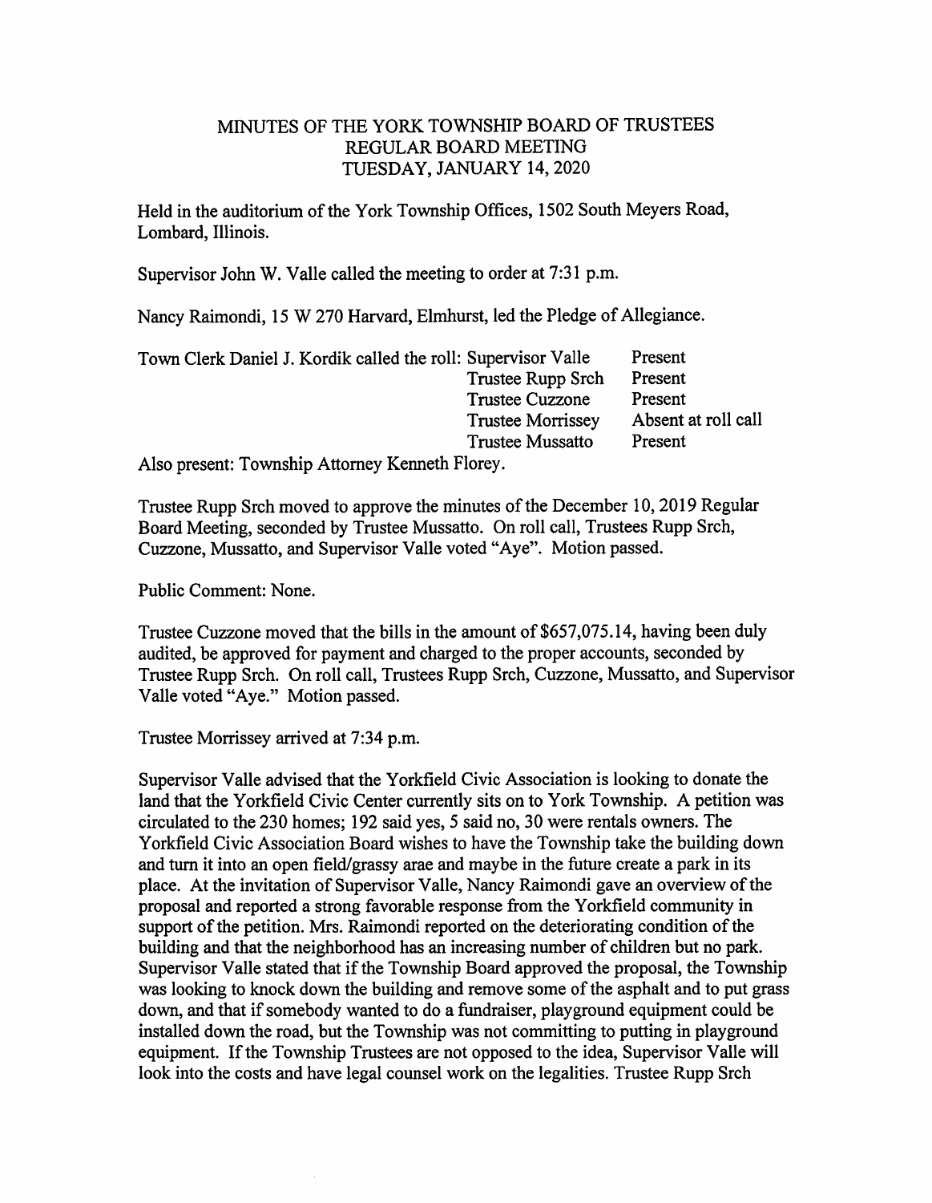# MINUTES OF THE YORK TOWNSHIP BOARD OF TRUSTEES
## REGULAR BOARD MEETING
## TUESDAY, JANUARY 14, 2020

Held in the auditorium of the York Township Offices, 1502 South Meyers Road, Lombard, Illinois.

Supervisor John W. Valle called the meeting to order at 7:31 p.m.

Nancy Raimondi, 15 W 270 Harvard, Elmhurst, led the Pledge of Allegiance.

| | | |
|---|---|---|
| Town Clerk Daniel J. Kordik called the roll: | Supervisor Valle | Present |
| | Trustee Rupp Srch | Present |
| | Trustee Cuzzone | Present |
| | Trustee Morrissey | Absent at roll call |
| | Trustee Mussatto | Present |

Also present: Township Attorney Kenneth Florey.

Trustee Rupp Srch moved to approve the minutes of the December 10, 2019 Regular Board Meeting, seconded by Trustee Mussatto. On roll call, Trustees Rupp Srch, Cuzzone, Mussatto, and Supervisor Valle voted "Aye". Motion passed.

Public Comment: None.

Trustee Cuzzone moved that the bills in the amount of $657,075.14, having been duly audited, be approved for payment and charged to the proper accounts, seconded by Trustee Rupp Srch. On roll call, Trustees Rupp Srch, Cuzzone, Mussatto, and Supervisor Valle voted "Aye." Motion passed.

Trustee Morrissey arrived at 7:34 p.m.

Supervisor Valle advised that the Yorkfield Civic Association is looking to donate the land that the Yorkfield Civic Center currently sits on to York Township. A petition was circulated to the 230 homes; 192 said yes, 5 said no, 30 were rentals owners. The Yorkfield Civic Association Board wishes to have the Township take the building down and turn it into an open field/grassy arae and maybe in the future create a park in its place. At the invitation of Supervisor Valle, Nancy Raimondi gave an overview of the proposal and reported a strong favorable response from the Yorkfield community in support of the petition. Mrs. Raimondi reported on the deteriorating condition of the building and that the neighborhood has an increasing number of children but no park. Supervisor Valle stated that if the Township Board approved the proposal, the Township was looking to knock down the building and remove some of the asphalt and to put grass down, and that if somebody wanted to do a fundraiser, playground equipment could be installed down the road, but the Township was not committing to putting in playground equipment. If the Township Trustees are not opposed to the idea, Supervisor Valle will look into the costs and have legal counsel work on the legalities. Trustee Rupp Srch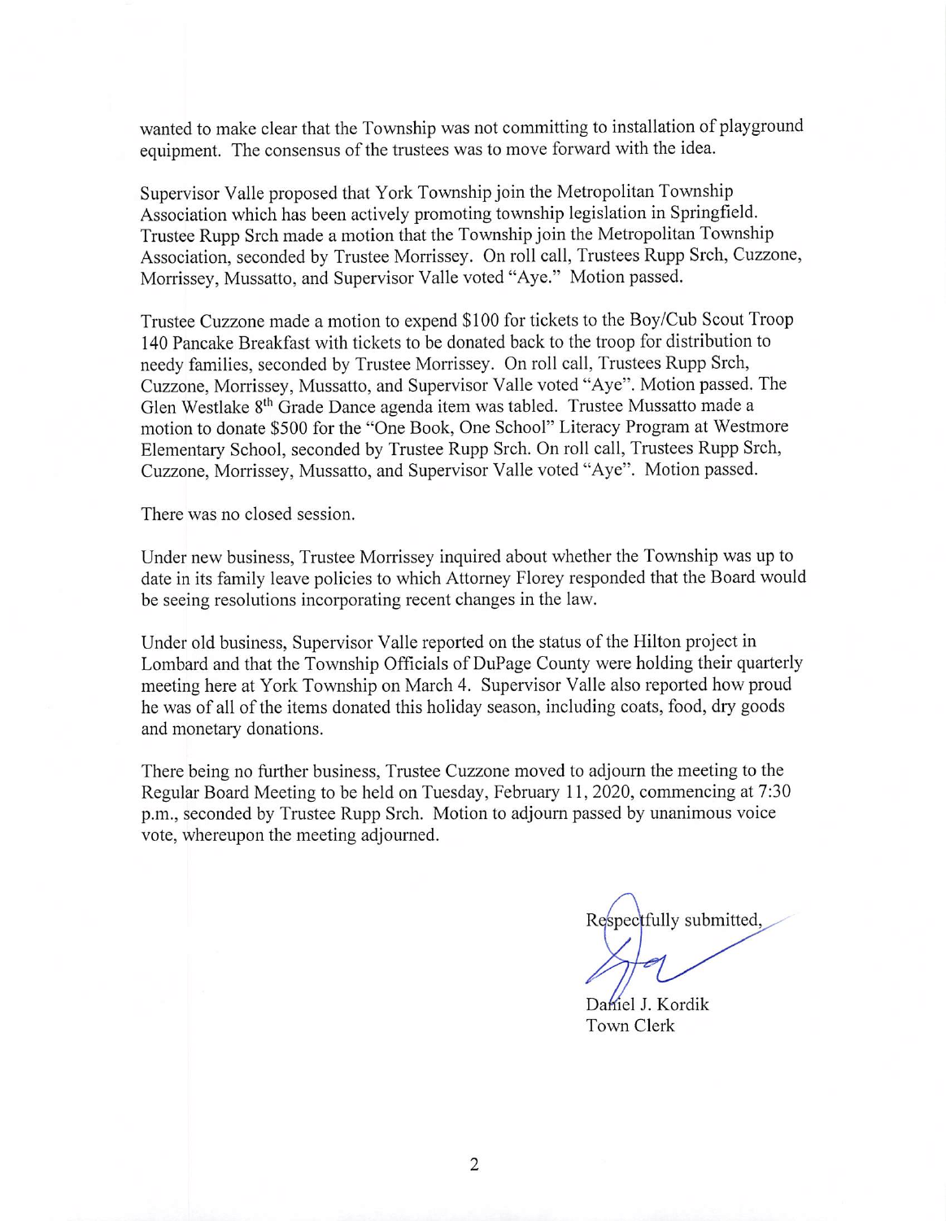wanted to make clear that the Township was not committing to installation of playground equipment. The consensus of the trustees was to move forward with the idea.

Supervisor Valle proposed that York Township join the Metropolitan Township Association which has been actively promoting township legislation in Springfield. Trustee Rupp Srch made a motion that the Township join the Metropolitan Township Association, seconded by Trustee Morrissey. On roll call, Trustees Rupp Srch, Cuzzone, Morrissey, Mussatto, and Supervisor Valle voted "Aye." Motion passed.

Trustee Cuzzone made a motion to expend $100 for tickets to the Boy/Cub Scout Troop 140 Pancake Breakfast with tickets to be donated back to the troop for distribution to needy families, seconded by Trustee Morrissey. On roll call, Trustees Rupp Srch, Cuzzone, Morrissey, Mussatto, and Supervisor Valle voted "Aye". Motion passed. The Glen Westlake 8th Grade Dance agenda item was tabled. Trustee Mussatto made a motion to donate $500 for the "One Book, One School" Literacy Program at Westmore Elementary School, seconded by Trustee Rupp Srch. On roll call, Trustees Rupp Srch, Cuzzone, Morrissey, Mussatto, and Supervisor Valle voted "Aye". Motion passed.

There was no closed session.

Under new business, Trustee Morrissey inquired about whether the Township was up to date in its family leave policies to which Attorney Florey responded that the Board would be seeing resolutions incorporating recent changes in the law.

Under old business, Supervisor Valle reported on the status of the Hilton project in Lombard and that the Township Officials of DuPage County were holding their quarterly meeting here at York Township on March 4. Supervisor Valle also reported how proud he was of all of the items donated this holiday season, including coats, food, dry goods and monetary donations.

There being no further business, Trustee Cuzzone moved to adjourn the meeting to the Regular Board Meeting to be held on Tuesday, February 11, 2020, commencing at 7:30 p.m., seconded by Trustee Rupp Srch. Motion to adjourn passed by unanimous voice vote, whereupon the meeting adjourned.

Respectfully submitted,

Daniel J. Kordik
Town Clerk